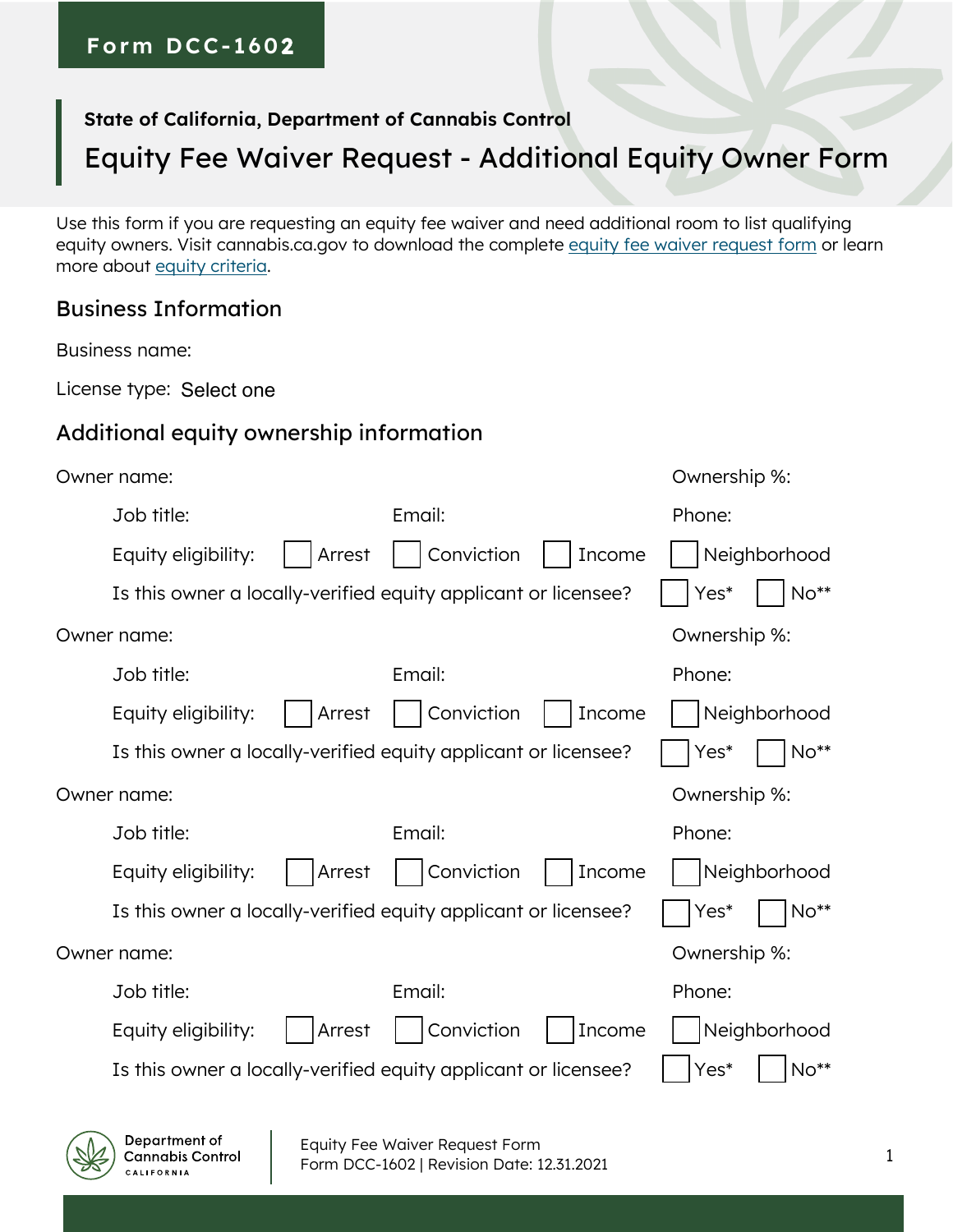Form DCC-1602

**State of California, Department of Cannabis Control**

# Equity Fee Waiver Request - Additional Equity Owner Form

Use this form if you are requesting an equity fee waiver and need additional room to list qualifying equity owners. Visit cannabis.ca.gov to download the complete equity fee waiver request form or learn more about equity criteria.

## Business Information

Business name:

License type: Select one

## Additional equity ownership information

Owner name: Ownership %:

Job title: Email: Phone:

Equity eligibility: ☐ Arrest ☐ Conviction ☐ Income ☐ Neighborhood

Is this owner a locally-verified equity applicant or licensee? ☐ Yes* ☐ No**

Owner name: Ownership %:

Job title: Email: Phone:

Equity eligibility: ☐ Arrest ☐ Conviction ☐ Income ☐ Neighborhood

Is this owner a locally-verified equity applicant or licensee? ☐ Yes* ☐ No**

Owner name: Ownership %:

Job title: Email: Phone:

Equity eligibility: ☐ Arrest ☐ Conviction ☐ Income ☐ Neighborhood

Is this owner a locally-verified equity applicant or licensee? ☐ Yes* ☐ No**

Owner name: Ownership %:

Job title: Email: Phone:

Equity eligibility: ☐ Arrest ☐ Conviction ☐ Income ☐ Neighborhood

Is this owner a locally-verified equity applicant or licensee? ☐ Yes* ☐ No**

Equity Fee Waiver Request Form
Form DCC-1602 | Revision Date: 12.31.2021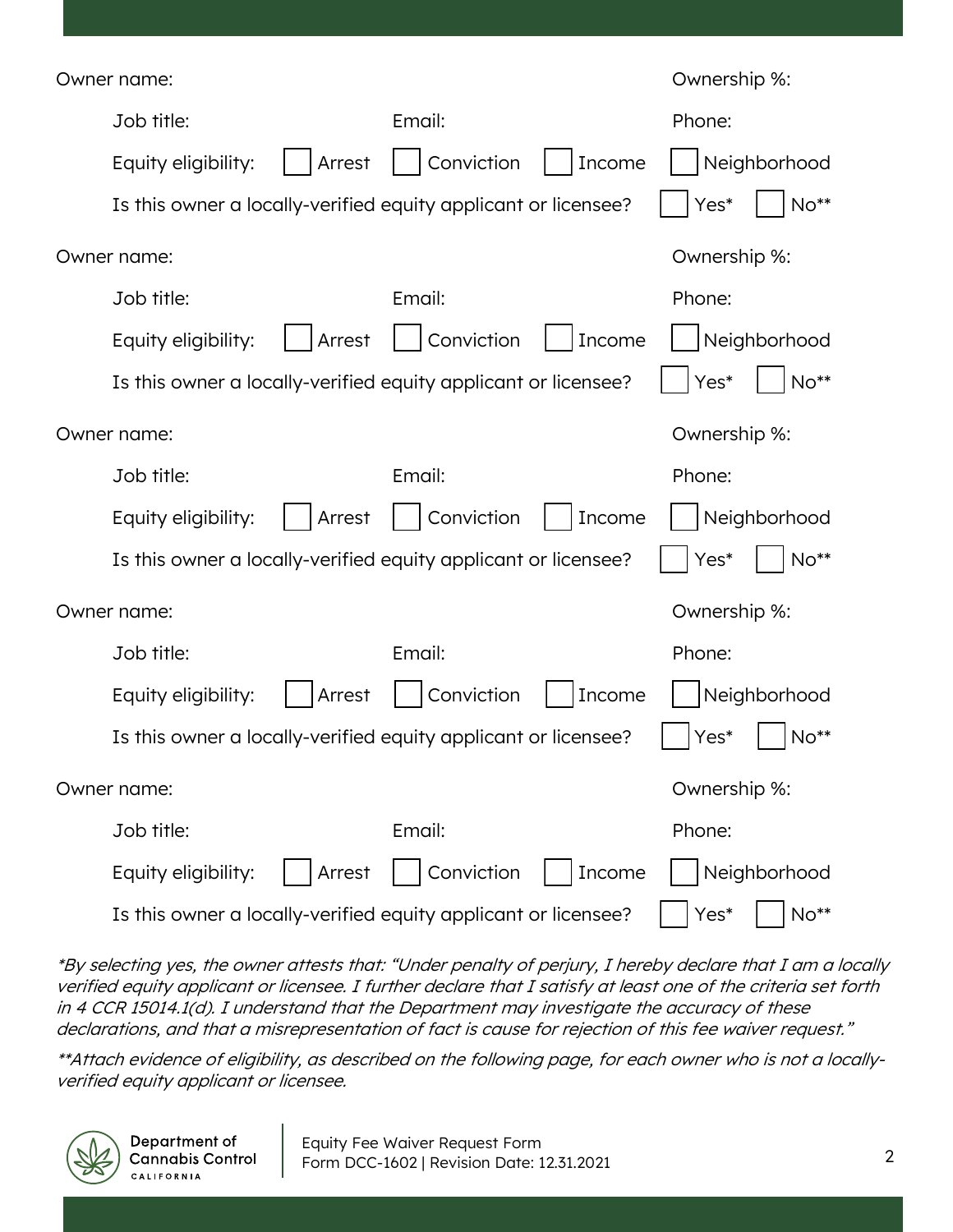Owner name: Ownership %:

Job title: Email: Phone:

Equity eligibility: ☐ Arrest ☐ Conviction ☐ Income ☐ Neighborhood

Is this owner a locally-verified equity applicant or licensee? ☐ Yes* ☐ No**

Owner name: Ownership %:

Job title: Email: Phone:

Equity eligibility: ☐ Arrest ☐ Conviction ☐ Income ☐ Neighborhood

Is this owner a locally-verified equity applicant or licensee? ☐ Yes* ☐ No**

Owner name: Ownership %:

Job title: Email: Phone:

Equity eligibility: ☐ Arrest ☐ Conviction ☐ Income ☐ Neighborhood

Is this owner a locally-verified equity applicant or licensee? ☐ Yes* ☐ No**

Owner name: Ownership %:

Job title: Email: Phone:

Equity eligibility: ☐ Arrest ☐ Conviction ☐ Income ☐ Neighborhood

Is this owner a locally-verified equity applicant or licensee? ☐ Yes* ☐ No**

Owner name: Ownership %:

Job title: Email: Phone:

Equity eligibility: ☐ Arrest ☐ Conviction ☐ Income ☐ Neighborhood

Is this owner a locally-verified equity applicant or licensee? ☐ Yes* ☐ No**

*\*By selecting yes, the owner attests that: "Under penalty of perjury, I hereby declare that I am a locally verified equity applicant or licensee. I further declare that I satisfy at least one of the criteria set forth in 4 CCR 15014.1(d). I understand that the Department may investigate the accuracy of these declarations, and that a misrepresentation of fact is cause for rejection of this fee waiver request."*

*\*\*Attach evidence of eligibility, as described on the following page, for each owner who is not a locally-verified equity applicant or licensee.*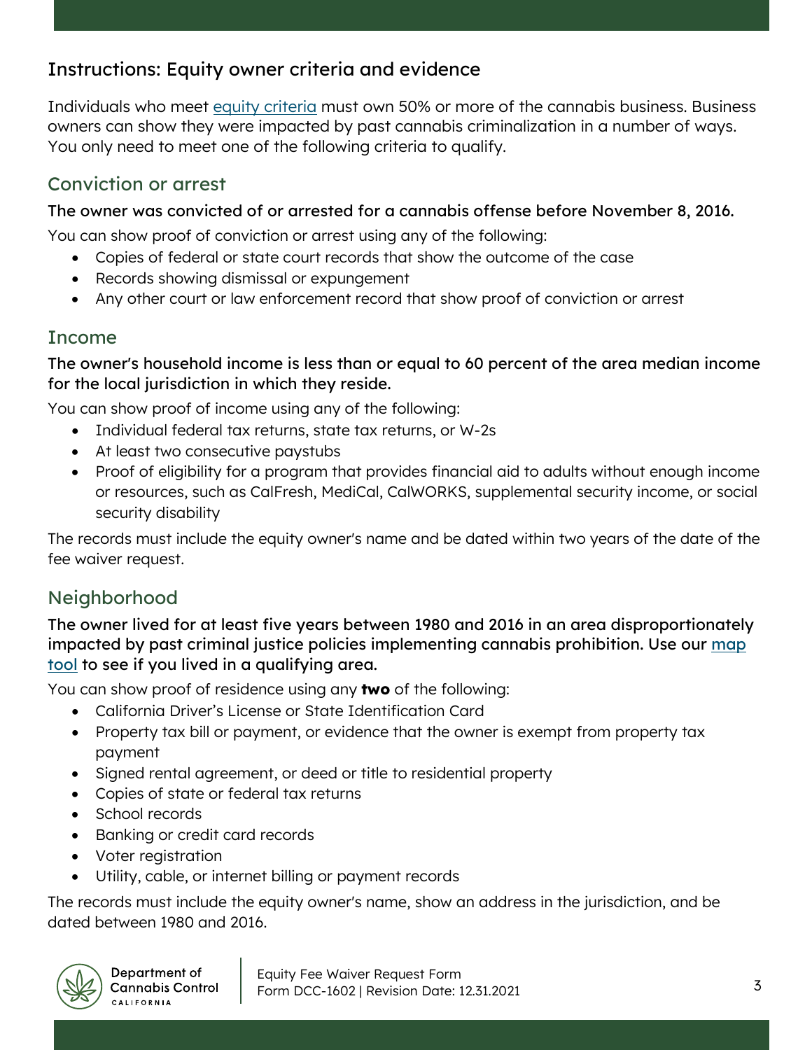# Instructions: Equity owner criteria and evidence

Individuals who meet equity criteria must own 50% or more of the cannabis business. Business owners can show they were impacted by past cannabis criminalization in a number of ways. You only need to meet one of the following criteria to qualify.

## Conviction or arrest

**The owner was convicted of or arrested for a cannabis offense before November 8, 2016.**

You can show proof of conviction or arrest using any of the following:

- Copies of federal or state court records that show the outcome of the case
- Records showing dismissal or expungement
- Any other court or law enforcement record that show proof of conviction or arrest

## Income

**The owner's household income is less than or equal to 60 percent of the area median income for the local jurisdiction in which they reside.**

You can show proof of income using any of the following:

- Individual federal tax returns, state tax returns, or W-2s
- At least two consecutive paystubs
- Proof of eligibility for a program that provides financial aid to adults without enough income or resources, such as CalFresh, MediCal, CalWORKS, supplemental security income, or social security disability

The records must include the equity owner's name and be dated within two years of the date of the fee waiver request.

## Neighborhood

**The owner lived for at least five years between 1980 and 2016 in an area disproportionately impacted by past criminal justice policies implementing cannabis prohibition. Use our map tool to see if you lived in a qualifying area.**

You can show proof of residence using any **two** of the following:

- California Driver's License or State Identification Card
- Property tax bill or payment, or evidence that the owner is exempt from property tax payment
- Signed rental agreement, or deed or title to residential property
- Copies of state or federal tax returns
- School records
- Banking or credit card records
- Voter registration
- Utility, cable, or internet billing or payment records

The records must include the equity owner's name, show an address in the jurisdiction, and be dated between 1980 and 2016.